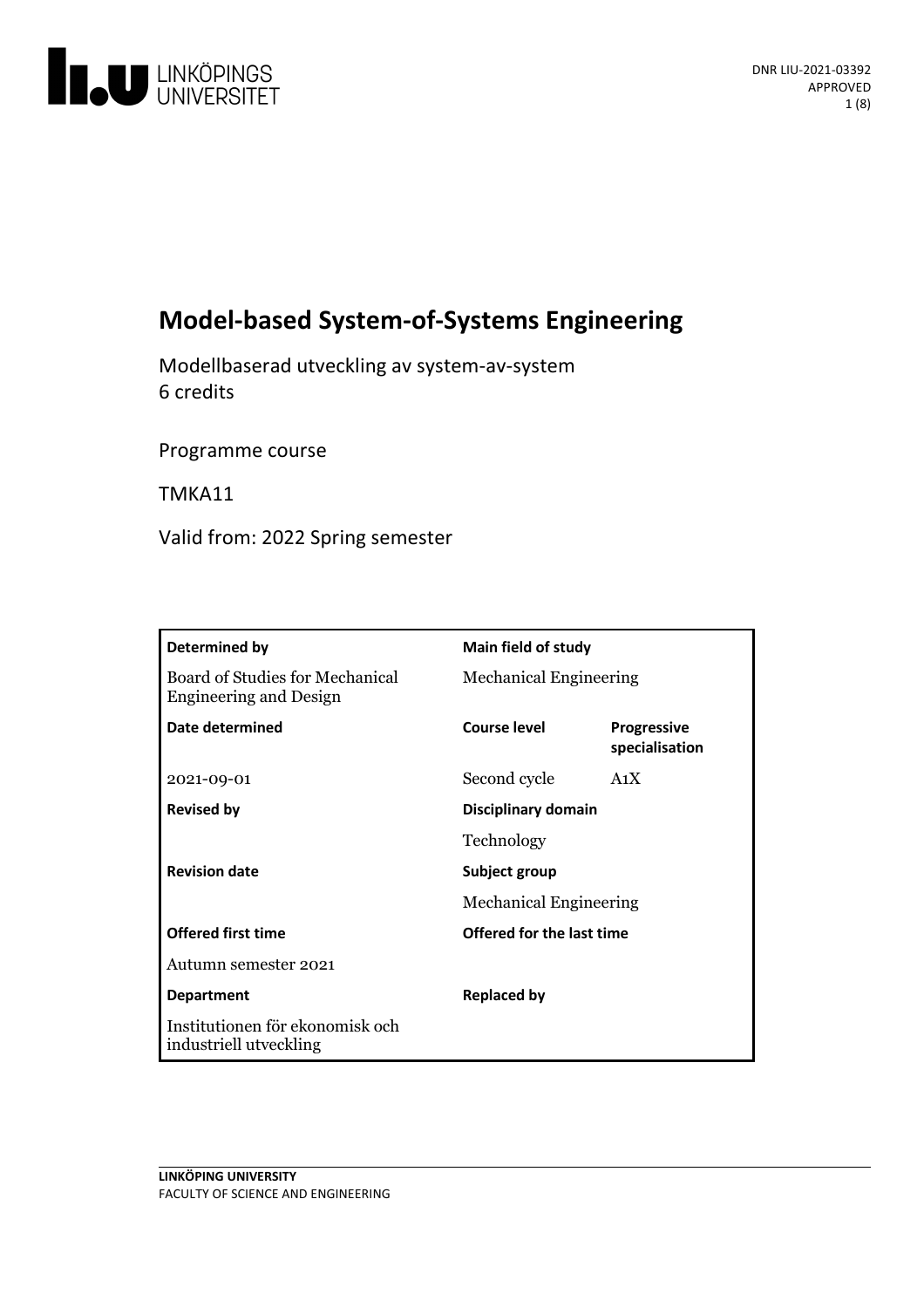# Model-based System-of-Systems Engineering

Modellbaserad utveckling av system-av-system
6 credits

Programme course

TMKA11

Valid from: 2022 Spring semester

| Determined by | Main field of study | |
|---|---|---|
| Board of Studies for Mechanical Engineering and Design | Mechanical Engineering | |
| **Date determined** | **Course level** | **Progressive specialisation** |
| 2021-09-01 | Second cycle | A1X |
| **Revised by** | **Disciplinary domain** | |
| | Technology | |
| **Revision date** | **Subject group** | |
| | Mechanical Engineering | |
| **Offered first time** | **Offered for the last time** | |
| Autumn semester 2021 | | |
| **Department** | **Replaced by** | |
| Institutionen för ekonomisk och industriell utveckling | | |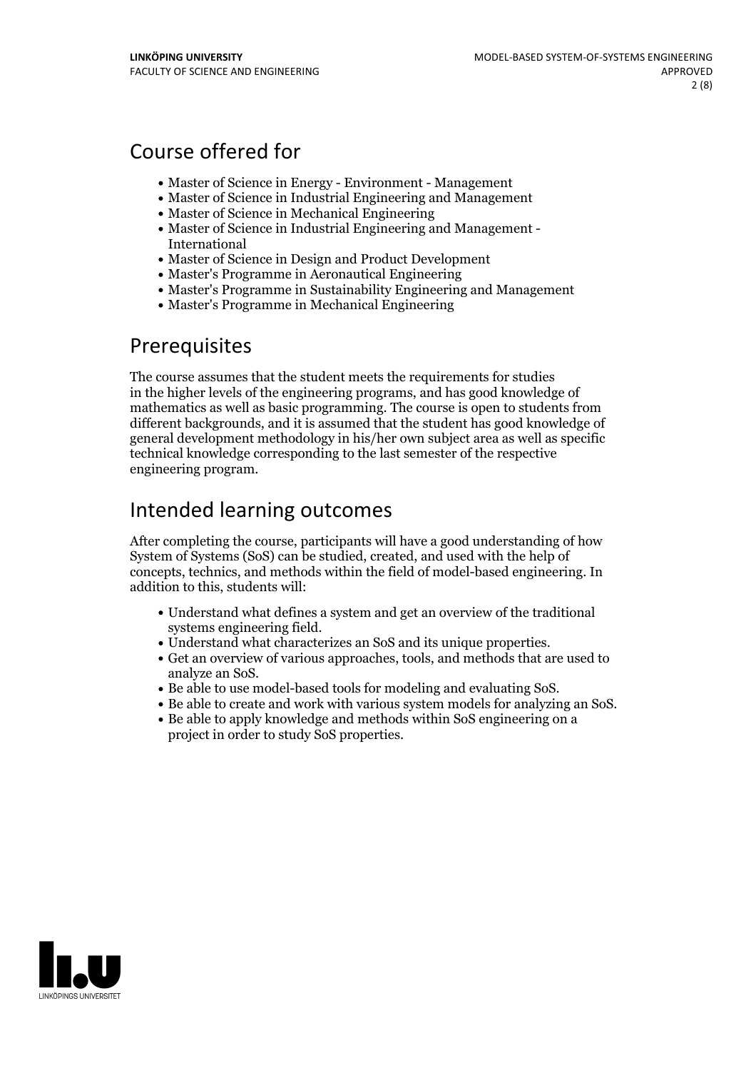## Course offered for

- Master of Science in Energy - Environment - Management
- Master of Science in Industrial Engineering and Management
- Master of Science in Mechanical Engineering
- Master of Science in Industrial Engineering and Management - International
- Master of Science in Design and Product Development
- Master's Programme in Aeronautical Engineering
- Master's Programme in Sustainability Engineering and Management
- Master's Programme in Mechanical Engineering

## Prerequisites

The course assumes that the student meets the requirements for studies in the higher levels of the engineering programs, and has good knowledge of mathematics as well as basic programming. The course is open to students from different backgrounds, and it is assumed that the student has good knowledge of general development methodology in his/her own subject area as well as specific technical knowledge corresponding to the last semester of the respective engineering program.

## Intended learning outcomes

After completing the course, participants will have a good understanding of how System of Systems (SoS) can be studied, created, and used with the help of concepts, technics, and methods within the field of model-based engineering. In addition to this, students will:

- Understand what defines a system and get an overview of the traditional systems engineering field.
- Understand what characterizes an SoS and its unique properties.
- Get an overview of various approaches, tools, and methods that are used to analyze an SoS.
- Be able to use model-based tools for modeling and evaluating SoS.
- Be able to create and work with various system models for analyzing an SoS.
- Be able to apply knowledge and methods within SoS engineering on a project in order to study SoS properties.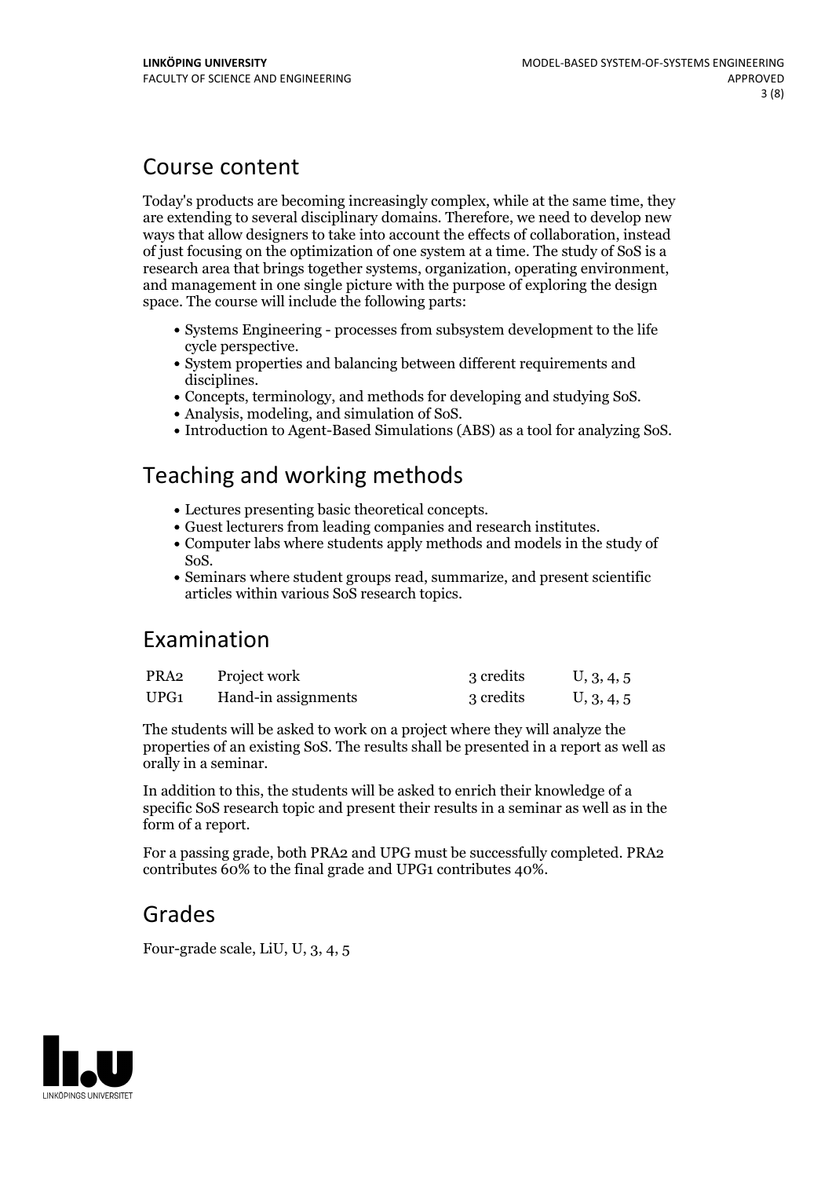## Course content

Today's products are becoming increasingly complex, while at the same time, they are extending to several disciplinary domains. Therefore, we need to develop new ways that allow designers to take into account the effects of collaboration, instead of just focusing on the optimization of one system at a time. The study of SoS is a research area that brings together systems, organization, operating environment, and management in one single picture with the purpose of exploring the design space. The course will include the following parts:

- Systems Engineering - processes from subsystem development to the life cycle perspective.
- System properties and balancing between different requirements and disciplines.
- Concepts, terminology, and methods for developing and studying SoS.
- Analysis, modeling, and simulation of SoS.
- Introduction to Agent-Based Simulations (ABS) as a tool for analyzing SoS.

## Teaching and working methods

- Lectures presenting basic theoretical concepts.
- Guest lecturers from leading companies and research institutes.
- Computer labs where students apply methods and models in the study of SoS.
- Seminars where student groups read, summarize, and present scientific articles within various SoS research topics.

## Examination

| | | | |
|---|---|---|---|
| PRA2 | Project work | 3 credits | U, 3, 4, 5 |
| UPG1 | Hand-in assignments | 3 credits | U, 3, 4, 5 |

The students will be asked to work on a project where they will analyze the properties of an existing SoS. The results shall be presented in a report as well as orally in a seminar.

In addition to this, the students will be asked to enrich their knowledge of a specific SoS research topic and present their results in a seminar as well as in the form of a report.

For a passing grade, both PRA2 and UPG must be successfully completed. PRA2 contributes 60% to the final grade and UPG1 contributes 40%.

## Grades

Four-grade scale, LiU, U, 3, 4, 5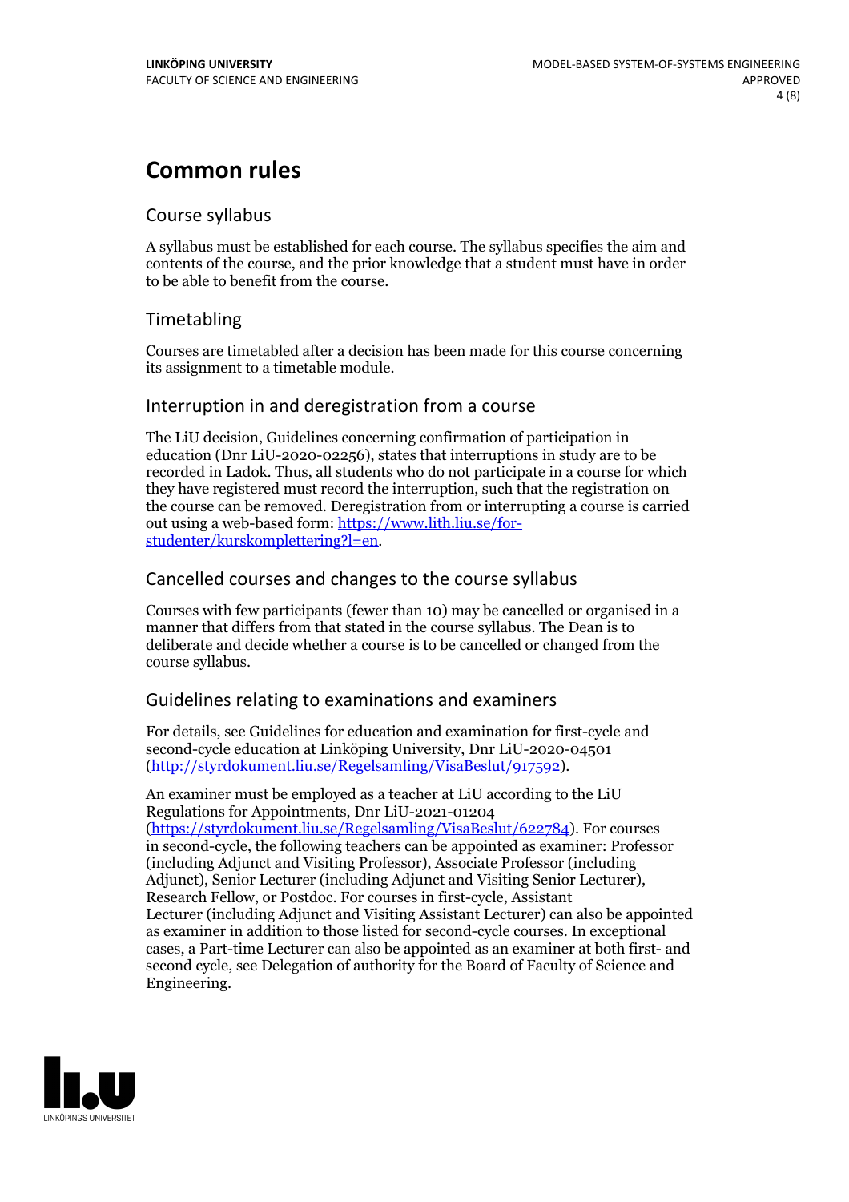# Common rules

## Course syllabus

A syllabus must be established for each course. The syllabus specifies the aim and contents of the course, and the prior knowledge that a student must have in order to be able to benefit from the course.

## Timetabling

Courses are timetabled after a decision has been made for this course concerning its assignment to a timetable module.

## Interruption in and deregistration from a course

The LiU decision, Guidelines concerning confirmation of participation in education (Dnr LiU-2020-02256), states that interruptions in study are to be recorded in Ladok. Thus, all students who do not participate in a course for which they have registered must record the interruption, such that the registration on the course can be removed. Deregistration from or interrupting a course is carried out using a web-based form: https://www.lith.liu.se/for-studenter/kurskomplettering?l=en.

## Cancelled courses and changes to the course syllabus

Courses with few participants (fewer than 10) may be cancelled or organised in a manner that differs from that stated in the course syllabus. The Dean is to deliberate and decide whether a course is to be cancelled or changed from the course syllabus.

## Guidelines relating to examinations and examiners

For details, see Guidelines for education and examination for first-cycle and second-cycle education at Linköping University, Dnr LiU-2020-04501 (http://styrdokument.liu.se/Regelsamling/VisaBeslut/917592).

An examiner must be employed as a teacher at LiU according to the LiU Regulations for Appointments, Dnr LiU-2021-01204 (https://styrdokument.liu.se/Regelsamling/VisaBeslut/622784). For courses in second-cycle, the following teachers can be appointed as examiner: Professor (including Adjunct and Visiting Professor), Associate Professor (including Adjunct), Senior Lecturer (including Adjunct and Visiting Senior Lecturer), Research Fellow, or Postdoc. For courses in first-cycle, Assistant Lecturer (including Adjunct and Visiting Assistant Lecturer) can also be appointed as examiner in addition to those listed for second-cycle courses. In exceptional cases, a Part-time Lecturer can also be appointed as an examiner at both first- and second cycle, see Delegation of authority for the Board of Faculty of Science and Engineering.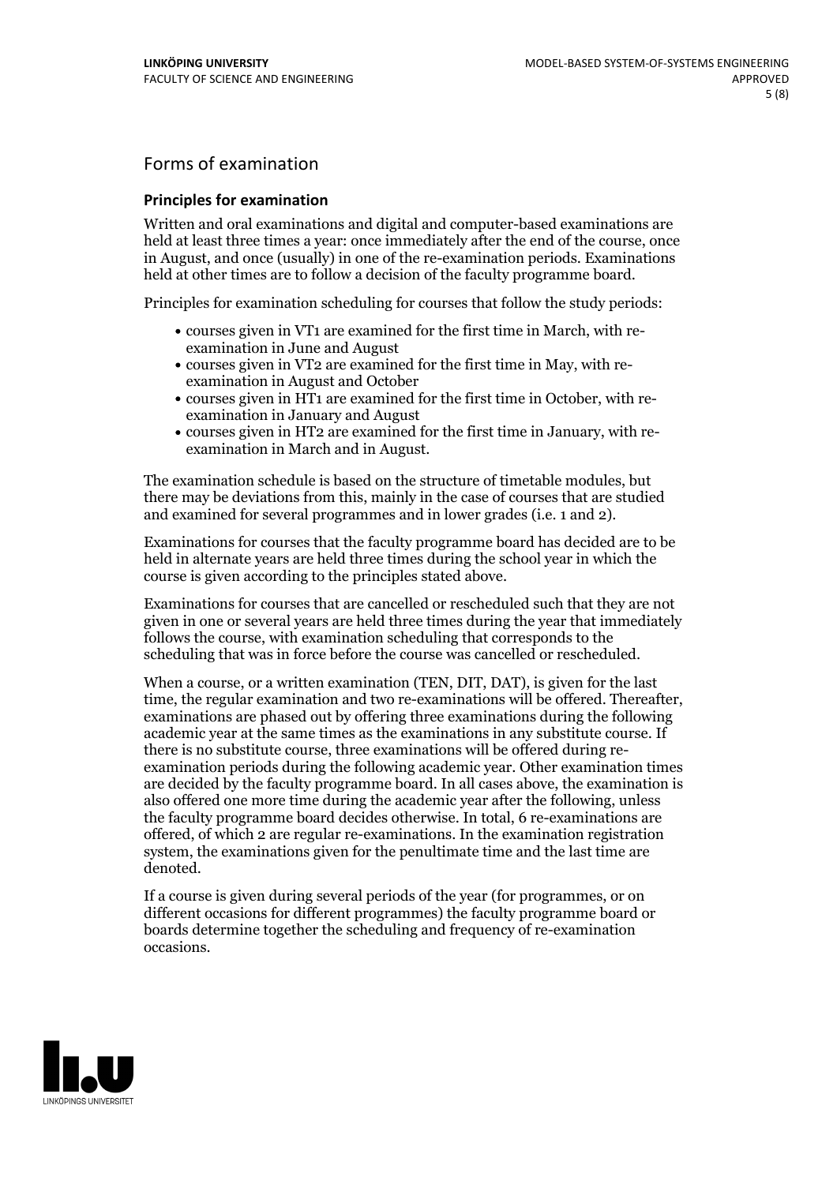## Forms of examination

### Principles for examination

Written and oral examinations and digital and computer-based examinations are held at least three times a year: once immediately after the end of the course, once in August, and once (usually) in one of the re-examination periods. Examinations held at other times are to follow a decision of the faculty programme board.

Principles for examination scheduling for courses that follow the study periods:

- courses given in VT1 are examined for the first time in March, with re-examination in June and August
- courses given in VT2 are examined for the first time in May, with re-examination in August and October
- courses given in HT1 are examined for the first time in October, with re-examination in January and August
- courses given in HT2 are examined for the first time in January, with re-examination in March and in August.

The examination schedule is based on the structure of timetable modules, but there may be deviations from this, mainly in the case of courses that are studied and examined for several programmes and in lower grades (i.e. 1 and 2).

Examinations for courses that the faculty programme board has decided are to be held in alternate years are held three times during the school year in which the course is given according to the principles stated above.

Examinations for courses that are cancelled or rescheduled such that they are not given in one or several years are held three times during the year that immediately follows the course, with examination scheduling that corresponds to the scheduling that was in force before the course was cancelled or rescheduled.

When a course, or a written examination (TEN, DIT, DAT), is given for the last time, the regular examination and two re-examinations will be offered. Thereafter, examinations are phased out by offering three examinations during the following academic year at the same times as the examinations in any substitute course. If there is no substitute course, three examinations will be offered during re-examination periods during the following academic year. Other examination times are decided by the faculty programme board. In all cases above, the examination is also offered one more time during the academic year after the following, unless the faculty programme board decides otherwise. In total, 6 re-examinations are offered, of which 2 are regular re-examinations. In the examination registration system, the examinations given for the penultimate time and the last time are denoted.

If a course is given during several periods of the year (for programmes, or on different occasions for different programmes) the faculty programme board or boards determine together the scheduling and frequency of re-examination occasions.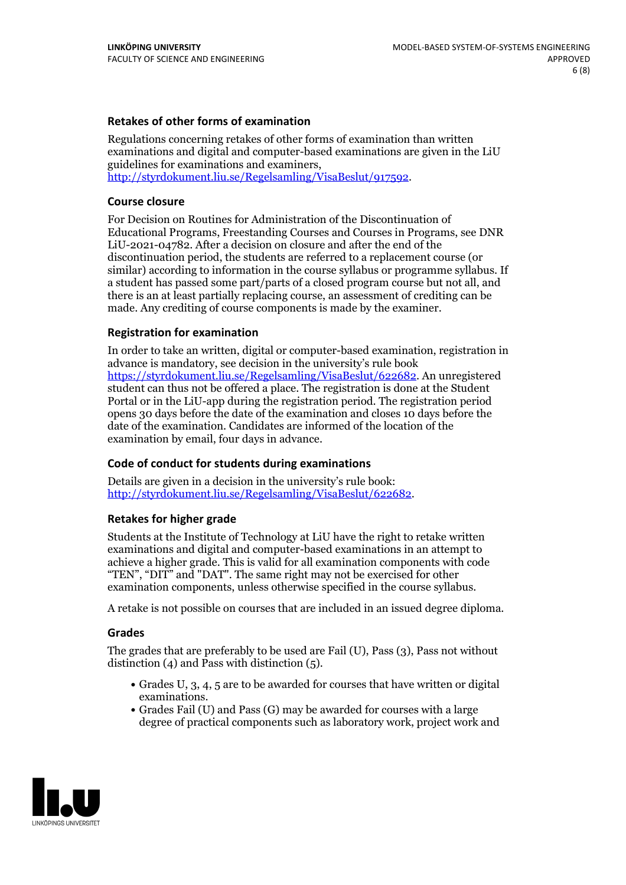### Retakes of other forms of examination

Regulations concerning retakes of other forms of examination than written examinations and digital and computer-based examinations are given in the LiU guidelines for examinations and examiners, http://styrdokument.liu.se/Regelsamling/VisaBeslut/917592.

### Course closure

For Decision on Routines for Administration of the Discontinuation of Educational Programs, Freestanding Courses and Courses in Programs, see DNR LiU-2021-04782. After a decision on closure and after the end of the discontinuation period, the students are referred to a replacement course (or similar) according to information in the course syllabus or programme syllabus. If a student has passed some part/parts of a closed program course but not all, and there is an at least partially replacing course, an assessment of crediting can be made. Any crediting of course components is made by the examiner.

### Registration for examination

In order to take an written, digital or computer-based examination, registration in advance is mandatory, see decision in the university's rule book https://styrdokument.liu.se/Regelsamling/VisaBeslut/622682. An unregistered student can thus not be offered a place. The registration is done at the Student Portal or in the LiU-app during the registration period. The registration period opens 30 days before the date of the examination and closes 10 days before the date of the examination. Candidates are informed of the location of the examination by email, four days in advance.

### Code of conduct for students during examinations

Details are given in a decision in the university's rule book: http://styrdokument.liu.se/Regelsamling/VisaBeslut/622682.

### Retakes for higher grade

Students at the Institute of Technology at LiU have the right to retake written examinations and digital and computer-based examinations in an attempt to achieve a higher grade. This is valid for all examination components with code "TEN", "DIT" and "DAT". The same right may not be exercised for other examination components, unless otherwise specified in the course syllabus.

A retake is not possible on courses that are included in an issued degree diploma.

### Grades

The grades that are preferably to be used are Fail (U), Pass (3), Pass not without distinction (4) and Pass with distinction (5).

- Grades U, 3, 4, 5 are to be awarded for courses that have written or digital examinations.
- Grades Fail (U) and Pass (G) may be awarded for courses with a large degree of practical components such as laboratory work, project work and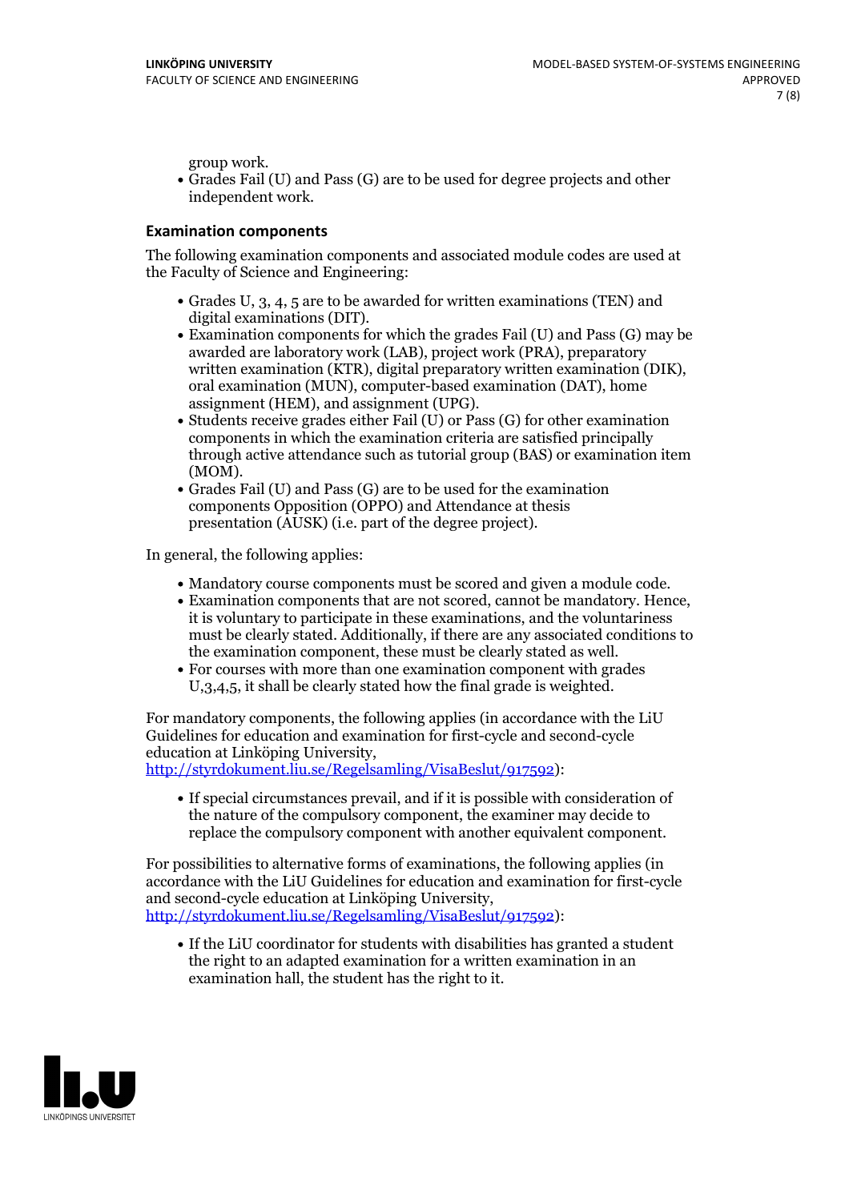group work.

- Grades Fail (U) and Pass (G) are to be used for degree projects and other independent work.

### Examination components

The following examination components and associated module codes are used at the Faculty of Science and Engineering:

- Grades U, 3, 4, 5 are to be awarded for written examinations (TEN) and digital examinations (DIT).
- Examination components for which the grades Fail (U) and Pass (G) may be awarded are laboratory work (LAB), project work (PRA), preparatory written examination (KTR), digital preparatory written examination (DIK), oral examination (MUN), computer-based examination (DAT), home assignment (HEM), and assignment (UPG).
- Students receive grades either Fail (U) or Pass (G) for other examination components in which the examination criteria are satisfied principally through active attendance such as tutorial group (BAS) or examination item (MOM).
- Grades Fail (U) and Pass (G) are to be used for the examination components Opposition (OPPO) and Attendance at thesis presentation (AUSK) (i.e. part of the degree project).

In general, the following applies:

- Mandatory course components must be scored and given a module code.
- Examination components that are not scored, cannot be mandatory. Hence, it is voluntary to participate in these examinations, and the voluntariness must be clearly stated. Additionally, if there are any associated conditions to the examination component, these must be clearly stated as well.
- For courses with more than one examination component with grades U,3,4,5, it shall be clearly stated how the final grade is weighted.

For mandatory components, the following applies (in accordance with the LiU Guidelines for education and examination for first-cycle and second-cycle education at Linköping University, http://styrdokument.liu.se/Regelsamling/VisaBeslut/917592):

- If special circumstances prevail, and if it is possible with consideration of the nature of the compulsory component, the examiner may decide to replace the compulsory component with another equivalent component.

For possibilities to alternative forms of examinations, the following applies (in accordance with the LiU Guidelines for education and examination for first-cycle and second-cycle education at Linköping University, http://styrdokument.liu.se/Regelsamling/VisaBeslut/917592):

- If the LiU coordinator for students with disabilities has granted a student the right to an adapted examination for a written examination in an examination hall, the student has the right to it.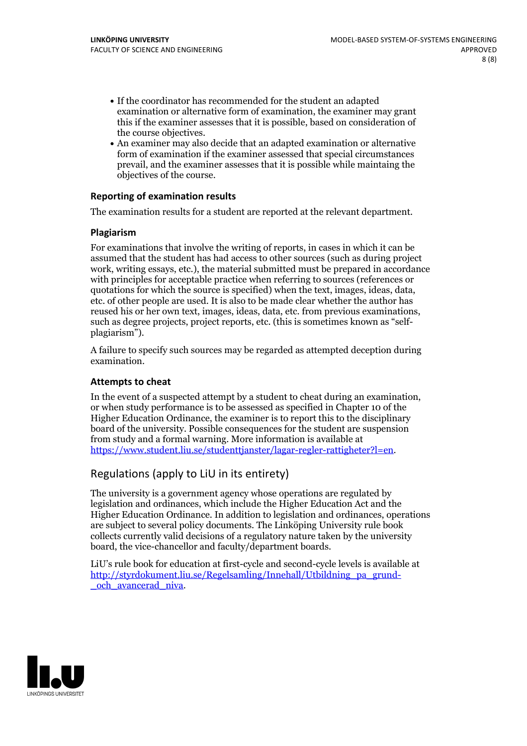- If the coordinator has recommended for the student an adapted examination or alternative form of examination, the examiner may grant this if the examiner assesses that it is possible, based on consideration of the course objectives.
- An examiner may also decide that an adapted examination or alternative form of examination if the examiner assessed that special circumstances prevail, and the examiner assesses that it is possible while maintaing the objectives of the course.

### Reporting of examination results

The examination results for a student are reported at the relevant department.

### Plagiarism

For examinations that involve the writing of reports, in cases in which it can be assumed that the student has had access to other sources (such as during project work, writing essays, etc.), the material submitted must be prepared in accordance with principles for acceptable practice when referring to sources (references or quotations for which the source is specified) when the text, images, ideas, data, etc. of other people are used. It is also to be made clear whether the author has reused his or her own text, images, ideas, data, etc. from previous examinations, such as degree projects, project reports, etc. (this is sometimes known as "self-plagiarism").

A failure to specify such sources may be regarded as attempted deception during examination.

### Attempts to cheat

In the event of a suspected attempt by a student to cheat during an examination, or when study performance is to be assessed as specified in Chapter 10 of the Higher Education Ordinance, the examiner is to report this to the disciplinary board of the university. Possible consequences for the student are suspension from study and a formal warning. More information is available at https://www.student.liu.se/studenttjanster/lagar-regler-rattigheter?l=en.

## Regulations (apply to LiU in its entirety)

The university is a government agency whose operations are regulated by legislation and ordinances, which include the Higher Education Act and the Higher Education Ordinance. In addition to legislation and ordinances, operations are subject to several policy documents. The Linköping University rule book collects currently valid decisions of a regulatory nature taken by the university board, the vice-chancellor and faculty/department boards.

LiU's rule book for education at first-cycle and second-cycle levels is available at http://styrdokument.liu.se/Regelsamling/Innehall/Utbildning_pa_grund-_och_avancerad_niva.